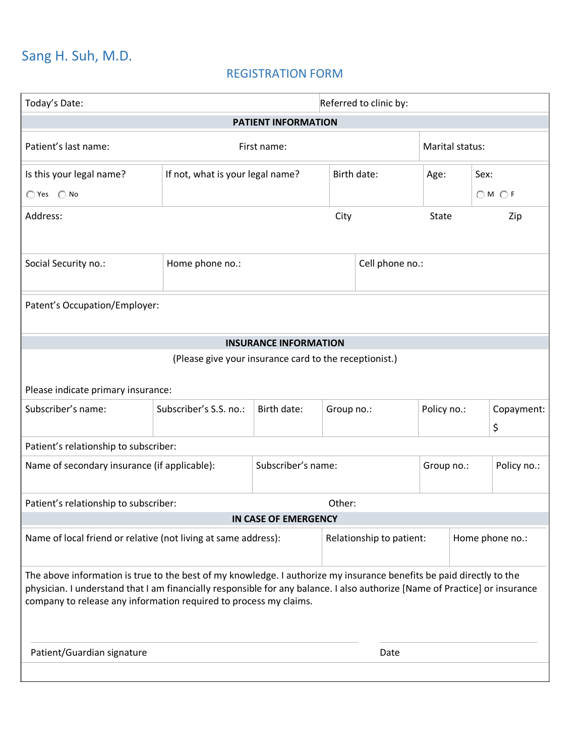# Sang H. Suh, M.D.

## REGISTRATION FORM

| Today's Date: | Referred to clinic by: |
|---|---|

**PATIENT INFORMATION**

| Patient's last name: | First name: | Marital status: |
|---|---|---|

| Is this your legal name? ◯ Yes ◯ No | If not, what is your legal name? | Birth date: | Age: | Sex: ◯ M ◯ F |
|---|---|---|---|---|

| Address: | City | State | Zip |
|---|---|---|---|

| Social Security no.: | Home phone no.: | Cell phone no.: |
|---|---|---|

| Patent's Occupation/Employer: |
|---|

**INSURANCE INFORMATION**

(Please give your insurance card to the receptionist.)

Please indicate primary insurance:

| Subscriber's name: | Subscriber's S.S. no.: | Birth date: | Group no.: | Policy no.: | Copayment: $ |
|---|---|---|---|---|---|

Patient's relationship to subscriber:

| Name of secondary insurance (if applicable): | Subscriber's name: | Group no.: | Policy no.: |
|---|---|---|---|

| Patient's relationship to subscriber: | Other: |
|---|---|

**IN CASE OF EMERGENCY**

| Name of local friend or relative (not living at same address): | Relationship to patient: | Home phone no.: |
|---|---|---|

The above information is true to the best of my knowledge. I authorize my insurance benefits be paid directly to the physician. I understand that I am financially responsible for any balance. I also authorize [Name of Practice] or insurance company to release any information required to process my claims.

| Patient/Guardian signature | Date |
|---|---|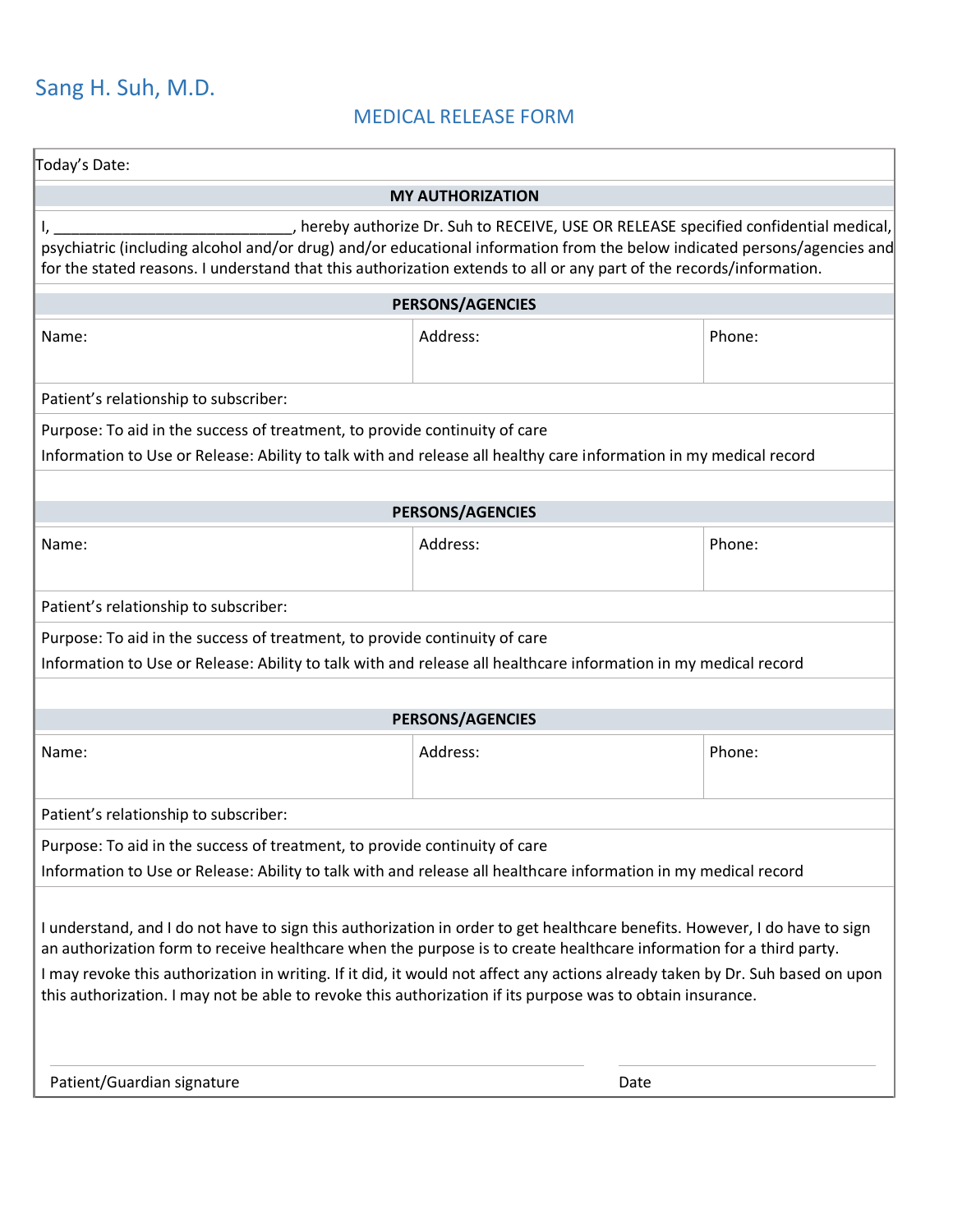# Sang H. Suh, M.D.

## MEDICAL RELEASE FORM

Today's Date:

**MY AUTHORIZATION**

I, ____________________________, hereby authorize Dr. Suh to RECEIVE, USE OR RELEASE specified confidential medical, psychiatric (including alcohol and/or drug) and/or educational information from the below indicated persons/agencies and for the stated reasons. I understand that this authorization extends to all or any part of the records/information.

**PERSONS/AGENCIES**

| Name: | Address: | Phone: |
|---|---|---|

Patient's relationship to subscriber:

Purpose: To aid in the success of treatment, to provide continuity of care

Information to Use or Release: Ability to talk with and release all healthy care information in my medical record

**PERSONS/AGENCIES**

| Name: | Address: | Phone: |
|---|---|---|

Patient's relationship to subscriber:

Purpose: To aid in the success of treatment, to provide continuity of care

Information to Use or Release: Ability to talk with and release all healthcare information in my medical record

**PERSONS/AGENCIES**

| Name: | Address: | Phone: |
|---|---|---|

Patient's relationship to subscriber:

Purpose: To aid in the success of treatment, to provide continuity of care

Information to Use or Release: Ability to talk with and release all healthcare information in my medical record

I understand, and I do not have to sign this authorization in order to get healthcare benefits. However, I do have to sign an authorization form to receive healthcare when the purpose is to create healthcare information for a third party.

I may revoke this authorization in writing. If it did, it would not affect any actions already taken by Dr. Suh based on upon this authorization. I may not be able to revoke this authorization if its purpose was to obtain insurance.

_______________________________ _______________

Patient/Guardian signature Date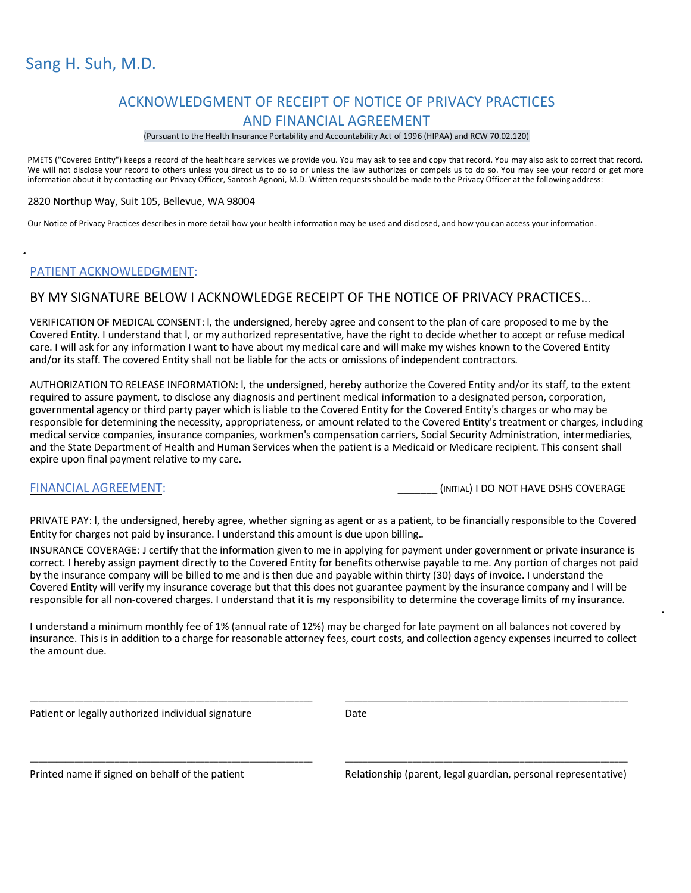Sang H. Suh, M.D.

# ACKNOWLEDGMENT OF RECEIPT OF NOTICE OF PRIVACY PRACTICES AND FINANCIAL AGREEMENT

(Pursuant to the Health Insurance Portability and Accountability Act of 1996 (HIPAA) and RCW 70.02.120)

PMETS ("Covered Entity") keeps a record of the healthcare services we provide you. You may ask to see and copy that record. You may also ask to correct that record. We will not disclose your record to others unless you direct us to do so or unless the law authorizes or compels us to do so. You may see your record or get more information about it by contacting our Privacy Officer, Santosh Agnoni, M.D. Written requests should be made to the Privacy Officer at the following address:

2820 Northup Way, Suit 105, Bellevue, WA 98004

Our Notice of Privacy Practices describes in more detail how your health information may be used and disclosed, and how you can access your information.

## PATIENT ACKNOWLEDGMENT:

BY MY SIGNATURE BELOW I ACKNOWLEDGE RECEIPT OF THE NOTICE OF PRIVACY PRACTICES..

VERIFICATION OF MEDICAL CONSENT: l, the undersigned, hereby agree and consent to the plan of care proposed to me by the Covered Entity. I understand that l, or my authorized representative, have the right to decide whether to accept or refuse medical care. I will ask for any information I want to have about my medical care and will make my wishes known to the Covered Entity and/or its staff. The covered Entity shall not be liable for the acts or omissions of independent contractors.

AUTHORIZATION TO RELEASE INFORMATION: l, the undersigned, hereby authorize the Covered Entity and/or its staff, to the extent required to assure payment, to disclose any diagnosis and pertinent medical information to a designated person, corporation, governmental agency or third party payer which is liable to the Covered Entity for the Covered Entity's charges or who may be responsible for determining the necessity, appropriateness, or amount related to the Covered Entity's treatment or charges, including medical service companies, insurance companies, workmen's compensation carriers, Social Security Administration, intermediaries, and the State Department of Health and Human Services when the patient is a Medicaid or Medicare recipient. This consent shall expire upon final payment relative to my care.

## FINANCIAL AGREEMENT:

_______ (INITIAL) I DO NOT HAVE DSHS COVERAGE

PRIVATE PAY: l, the undersigned, hereby agree, whether signing as agent or as a patient, to be financially responsible to the Covered Entity for charges not paid by insurance. I understand this amount is due upon billing..

INSURANCE COVERAGE: J certify that the information given to me in applying for payment under government or private insurance is correct. I hereby assign payment directly to the Covered Entity for benefits otherwise payable to me. Any portion of charges not paid by the insurance company will be billed to me and is then due and payable within thirty (30) days of invoice. I understand the Covered Entity will verify my insurance coverage but that this does not guarantee payment by the insurance company and I will be responsible for all non-covered charges. I understand that it is my responsibility to determine the coverage limits of my insurance.

I understand a minimum monthly fee of 1% (annual rate of 12%) may be charged for late payment on all balances not covered by insurance. This is in addition to a charge for reasonable attorney fees, court costs, and collection agency expenses incurred to collect the amount due.

_______________________________________ Patient or legally authorized individual signature

_______________________________________ Date

_______________________________________ Printed name if signed on behalf of the patient

_______________________________________ Relationship (parent, legal guardian, personal representative)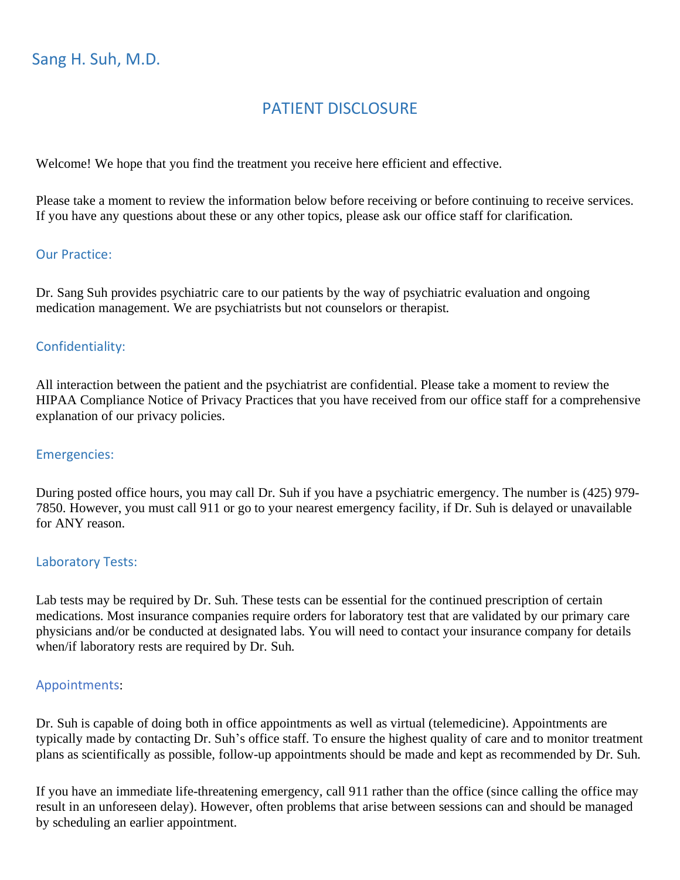Sang H. Suh, M.D.

# PATIENT DISCLOSURE

Welcome! We hope that you find the treatment you receive here efficient and effective.

Please take a moment to review the information below before receiving or before continuing to receive services. If you have any questions about these or any other topics, please ask our office staff for clarification.

## Our Practice:

Dr. Sang Suh provides psychiatric care to our patients by the way of psychiatric evaluation and ongoing medication management. We are psychiatrists but not counselors or therapist.

## Confidentiality:

All interaction between the patient and the psychiatrist are confidential. Please take a moment to review the HIPAA Compliance Notice of Privacy Practices that you have received from our office staff for a comprehensive explanation of our privacy policies.

## Emergencies:

During posted office hours, you may call Dr. Suh if you have a psychiatric emergency. The number is (425) 979-7850. However, you must call 911 or go to your nearest emergency facility, if Dr. Suh is delayed or unavailable for ANY reason.

## Laboratory Tests:

Lab tests may be required by Dr. Suh. These tests can be essential for the continued prescription of certain medications. Most insurance companies require orders for laboratory test that are validated by our primary care physicians and/or be conducted at designated labs. You will need to contact your insurance company for details when/if laboratory rests are required by Dr. Suh.

## Appointments:

Dr. Suh is capable of doing both in office appointments as well as virtual (telemedicine). Appointments are typically made by contacting Dr. Suh's office staff. To ensure the highest quality of care and to monitor treatment plans as scientifically as possible, follow-up appointments should be made and kept as recommended by Dr. Suh.

If you have an immediate life-threatening emergency, call 911 rather than the office (since calling the office may result in an unforeseen delay). However, often problems that arise between sessions can and should be managed by scheduling an earlier appointment.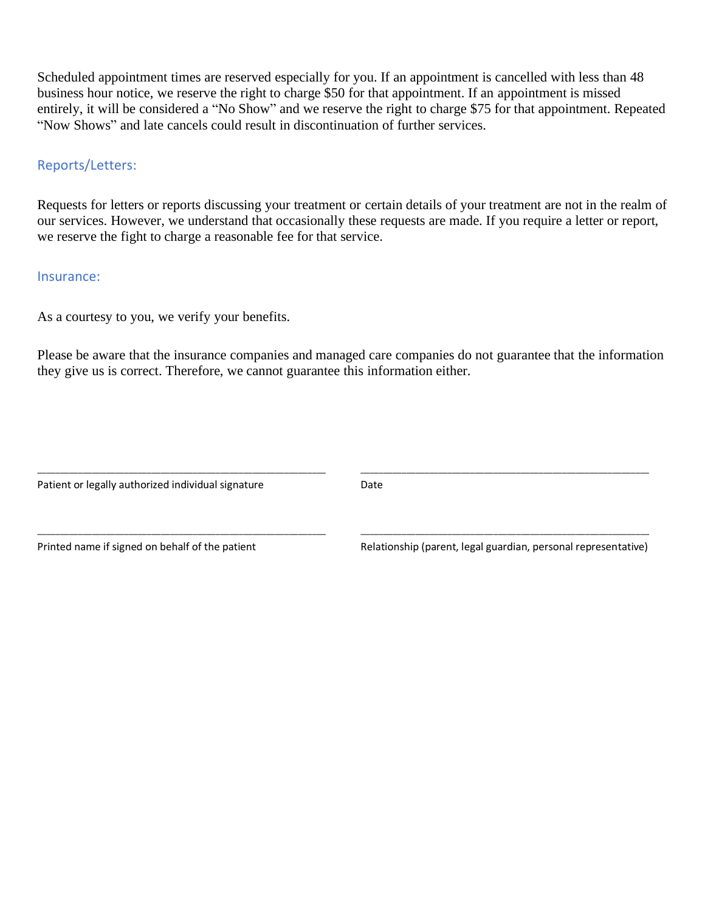Scheduled appointment times are reserved especially for you. If an appointment is cancelled with less than 48 business hour notice, we reserve the right to charge $50 for that appointment. If an appointment is missed entirely, it will be considered a “No Show” and we reserve the right to charge $75 for that appointment. Repeated “Now Shows” and late cancels could result in discontinuation of further services.

## Reports/Letters:

Requests for letters or reports discussing your treatment or certain details of your treatment are not in the realm of our services. However, we understand that occasionally these requests are made. If you require a letter or report, we reserve the fight to charge a reasonable fee for that service.

## Insurance:

As a courtesy to you, we verify your benefits.

Please be aware that the insurance companies and managed care companies do not guarantee that the information they give us is correct. Therefore, we cannot guarantee this information either.

\_\_\_\_\_\_\_\_\_\_\_\_\_\_\_\_\_\_\_\_\_\_\_\_\_\_\_\_\_\_\_\_\_\_\_\_\_\_\_\_\_\_\_\_\_\_\_\_
Patient or legally authorized individual signature

\_\_\_\_\_\_\_\_\_\_\_\_\_\_\_\_\_\_\_\_\_\_\_\_\_\_\_\_\_\_\_\_\_\_\_\_\_\_\_\_\_\_\_\_\_\_\_\_
Date

\_\_\_\_\_\_\_\_\_\_\_\_\_\_\_\_\_\_\_\_\_\_\_\_\_\_\_\_\_\_\_\_\_\_\_\_\_\_\_\_\_\_\_\_\_\_\_\_
Printed name if signed on behalf of the patient

\_\_\_\_\_\_\_\_\_\_\_\_\_\_\_\_\_\_\_\_\_\_\_\_\_\_\_\_\_\_\_\_\_\_\_\_\_\_\_\_\_\_\_\_\_\_\_\_
Relationship (parent, legal guardian, personal representative)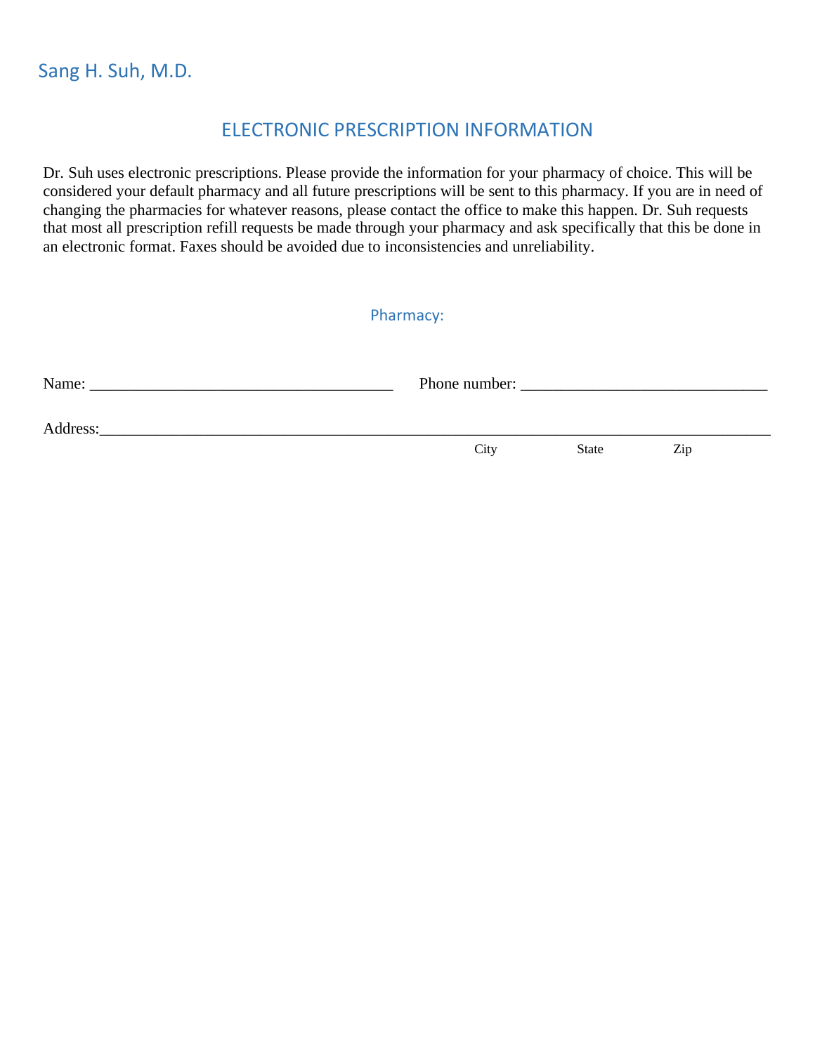Sang H. Suh, M.D.

## ELECTRONIC PRESCRIPTION INFORMATION

Dr. Suh uses electronic prescriptions. Please provide the information for your pharmacy of choice. This will be considered your default pharmacy and all future prescriptions will be sent to this pharmacy. If you are in need of changing the pharmacies for whatever reasons, please contact the office to make this happen. Dr. Suh requests that most all prescription refill requests be made through your pharmacy and ask specifically that this be done in an electronic format. Faxes should be avoided due to inconsistencies and unreliability.

### Pharmacy:

Name: ______________________________________ Phone number: ______________________________

Address:_____________________________________________________________________________

City State Zip